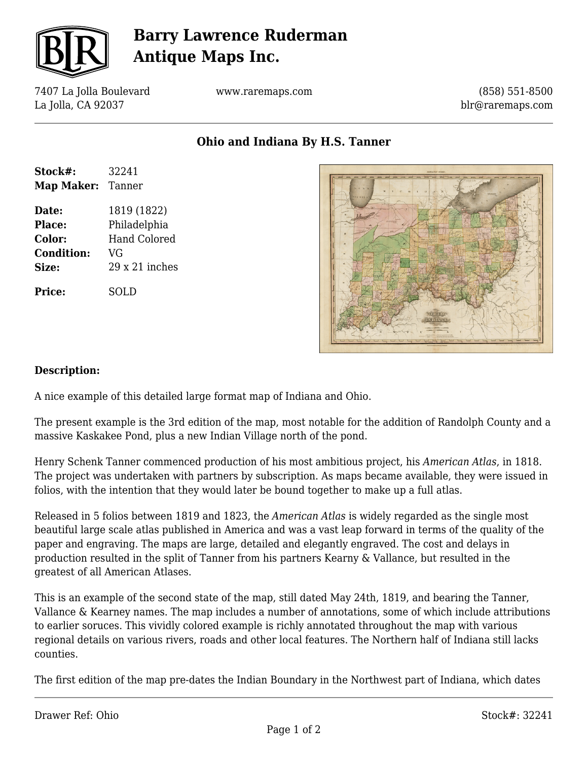# Barry Lawrence Ruderman Antique Maps Inc.

7407 La Jolla Boulevard
La Jolla, CA 92037

www.raremaps.com

(858) 551-8500
blr@raremaps.com

## Ohio and Indiana By H.S. Tanner

**Stock#:** 32241
**Map Maker:** Tanner

**Date:** 1819 (1822)
**Place:** Philadelphia
**Color:** Hand Colored
**Condition:** VG
**Size:** 29 x 21 inches

**Price:** SOLD

### Description:

A nice example of this detailed large format map of Indiana and Ohio.

The present example is the 3rd edition of the map, most notable for the addition of Randolph County and a massive Kaskakee Pond, plus a new Indian Village north of the pond.

Henry Schenk Tanner commenced production of his most ambitious project, his *American Atlas*, in 1818. The project was undertaken with partners by subscription. As maps became available, they were issued in folios, with the intention that they would later be bound together to make up a full atlas.

Released in 5 folios between 1819 and 1823, the *American Atlas* is widely regarded as the single most beautiful large scale atlas published in America and was a vast leap forward in terms of the quality of the paper and engraving. The maps are large, detailed and elegantly engraved. The cost and delays in production resulted in the split of Tanner from his partners Kearny & Vallance, but resulted in the greatest of all American Atlases.

This is an example of the second state of the map, still dated May 24th, 1819, and bearing the Tanner, Vallance & Kearney names. The map includes a number of annotations, some of which include attributions to earlier soruces. This vividly colored example is richly annotated throughout the map with various regional details on various rivers, roads and other local features. The Northern half of Indiana still lacks counties.

The first edition of the map pre-dates the Indian Boundary in the Northwest part of Indiana, which dates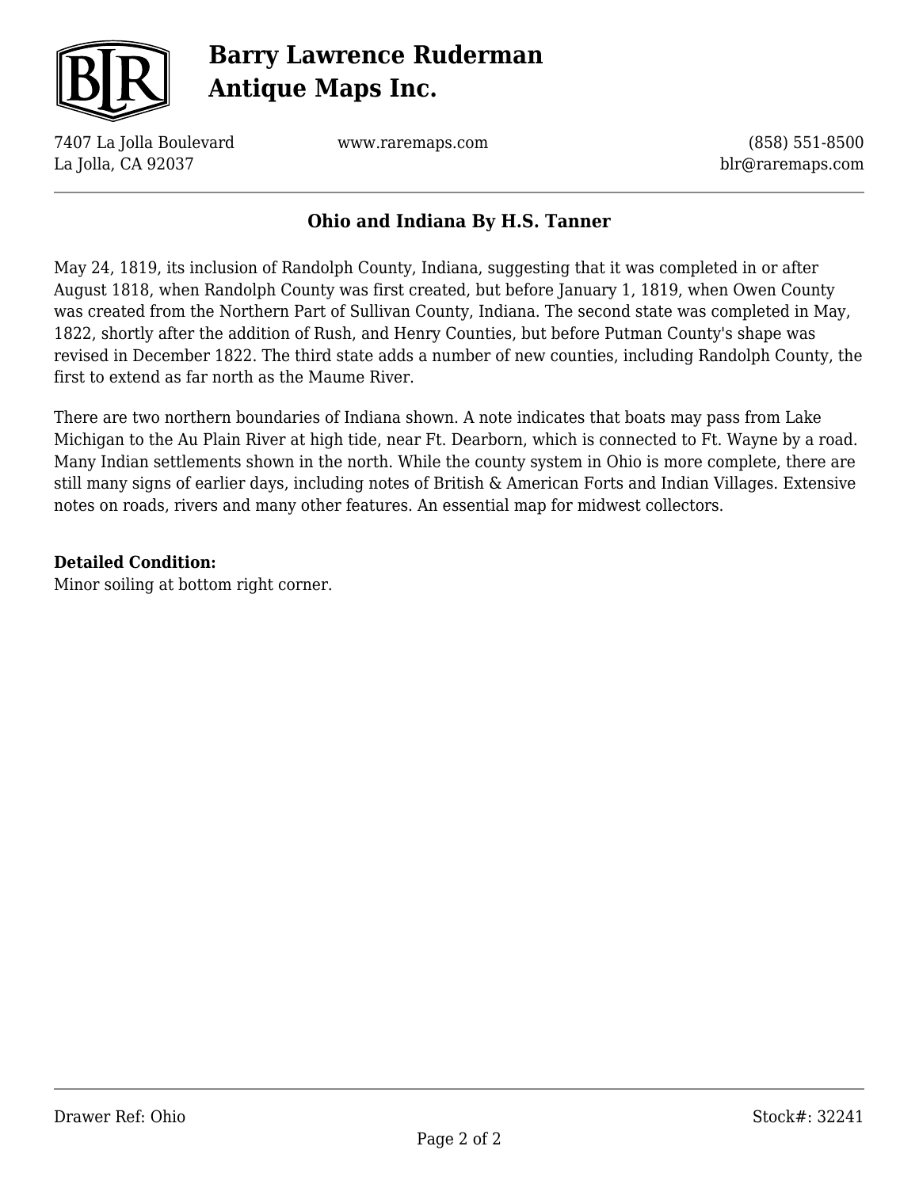## Ohio and Indiana By H.S. Tanner

May 24, 1819, its inclusion of Randolph County, Indiana, suggesting that it was completed in or after August 1818, when Randolph County was first created, but before January 1, 1819, when Owen County was created from the Northern Part of Sullivan County, Indiana. The second state was completed in May, 1822, shortly after the addition of Rush, and Henry Counties, but before Putman County's shape was revised in December 1822. The third state adds a number of new counties, including Randolph County, the first to extend as far north as the Maume River.

There are two northern boundaries of Indiana shown. A note indicates that boats may pass from Lake Michigan to the Au Plain River at high tide, near Ft. Dearborn, which is connected to Ft. Wayne by a road. Many Indian settlements shown in the north. While the county system in Ohio is more complete, there are still many signs of earlier days, including notes of British & American Forts and Indian Villages. Extensive notes on roads, rivers and many other features. An essential map for midwest collectors.

**Detailed Condition:**
Minor soiling at bottom right corner.

Drawer Ref: Ohio

Stock#: 32241